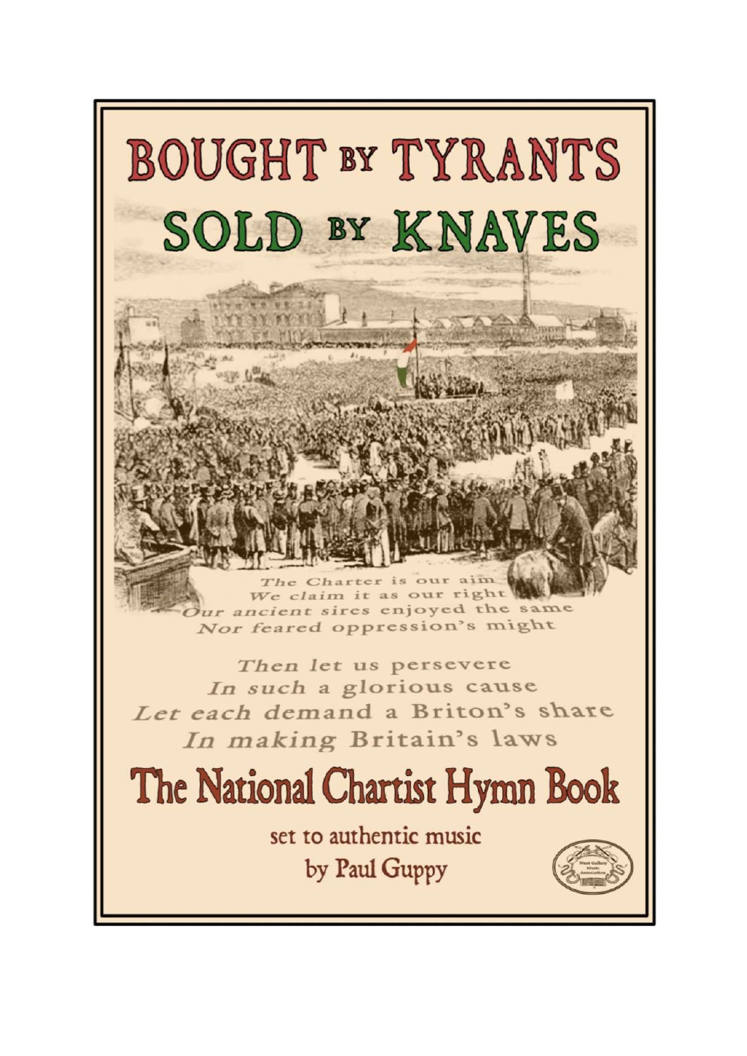# BOUGHT BY TYRANTS SOLD BY KNAVES

*The Charter is our aim*
*We claim it as our right*
*Our ancient sires enjoyed the same*
*Nor feared oppression's might*

*Then let us persevere*
*In such a glorious cause*
*Let each demand a Briton's share*
*In making Britain's laws*

## The National Chartist Hymn Book

set to authentic music
by Paul Guppy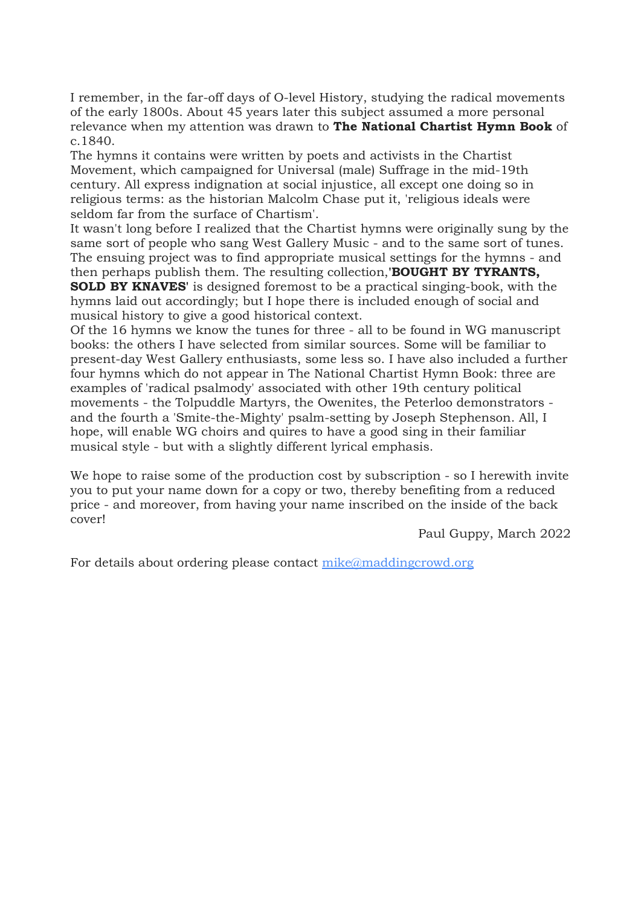I remember, in the far-off days of O-level History, studying the radical movements of the early 1800s. About 45 years later this subject assumed a more personal relevance when my attention was drawn to **The National Chartist Hymn Book** of c.1840.

The hymns it contains were written by poets and activists in the Chartist Movement, which campaigned for Universal (male) Suffrage in the mid-19th century. All express indignation at social injustice, all except one doing so in religious terms: as the historian Malcolm Chase put it, 'religious ideals were seldom far from the surface of Chartism'.

It wasn't long before I realized that the Chartist hymns were originally sung by the same sort of people who sang West Gallery Music - and to the same sort of tunes. The ensuing project was to find appropriate musical settings for the hymns - and then perhaps publish them. The resulting collection,'**BOUGHT BY TYRANTS, SOLD BY KNAVES**' is designed foremost to be a practical singing-book, with the hymns laid out accordingly; but I hope there is included enough of social and musical history to give a good historical context.

Of the 16 hymns we know the tunes for three - all to be found in WG manuscript books: the others I have selected from similar sources. Some will be familiar to present-day West Gallery enthusiasts, some less so. I have also included a further four hymns which do not appear in The National Chartist Hymn Book: three are examples of 'radical psalmody' associated with other 19th century political movements - the Tolpuddle Martyrs, the Owenites, the Peterloo demonstrators - and the fourth a 'Smite-the-Mighty' psalm-setting by Joseph Stephenson. All, I hope, will enable WG choirs and quires to have a good sing in their familiar musical style - but with a slightly different lyrical emphasis.

We hope to raise some of the production cost by subscription - so I herewith invite you to put your name down for a copy or two, thereby benefiting from a reduced price - and moreover, from having your name inscribed on the inside of the back cover!

Paul Guppy, March 2022

For details about ordering please contact [mike@maddingcrowd.org](mailto:mike@maddingcrowd.org)